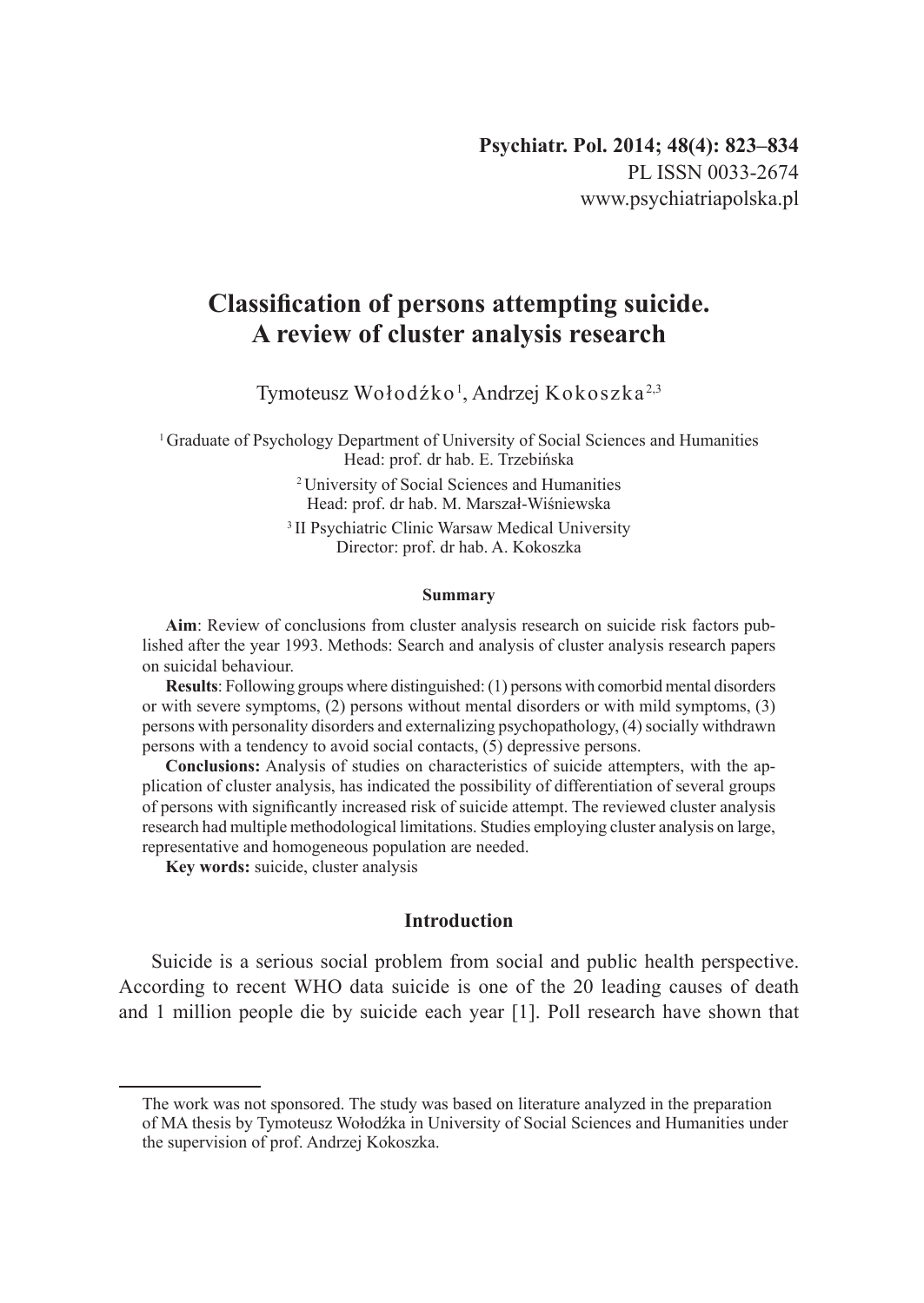Psychiatr. Pol. 2014; 48(4): 823–834
PL ISSN 0033-2674
www.psychiatriapolska.pl

# Classification of persons attempting suicide. A review of cluster analysis research

Tymoteusz Wołodźko[1], Andrzej Kokoszka[2,3]

[1] Graduate of Psychology Department of University of Social Sciences and Humanities
Head: prof. dr hab. E. Trzebińska

[2] University of Social Sciences and Humanities
Head: prof. dr hab. M. Marszał-Wiśniewska

[3] II Psychiatric Clinic Warsaw Medical University
Director: prof. dr hab. A. Kokoszka

#### Summary

**Aim**: Review of conclusions from cluster analysis research on suicide risk factors published after the year 1993. Methods: Search and analysis of cluster analysis research papers on suicidal behaviour.

**Results**: Following groups where distinguished: (1) persons with comorbid mental disorders or with severe symptoms, (2) persons without mental disorders or with mild symptoms, (3) persons with personality disorders and externalizing psychopathology, (4) socially withdrawn persons with a tendency to avoid social contacts, (5) depressive persons.

**Conclusions:** Analysis of studies on characteristics of suicide attempters, with the application of cluster analysis, has indicated the possibility of differentiation of several groups of persons with significantly increased risk of suicide attempt. The reviewed cluster analysis research had multiple methodological limitations. Studies employing cluster analysis on large, representative and homogeneous population are needed.

**Key words:** suicide, cluster analysis

## Introduction

Suicide is a serious social problem from social and public health perspective. According to recent WHO data suicide is one of the 20 leading causes of death and 1 million people die by suicide each year [1]. Poll research have shown that

---

The work was not sponsored. The study was based on literature analyzed in the preparation of MA thesis by Tymoteusz Wołodźka in University of Social Sciences and Humanities under the supervision of prof. Andrzej Kokoszka.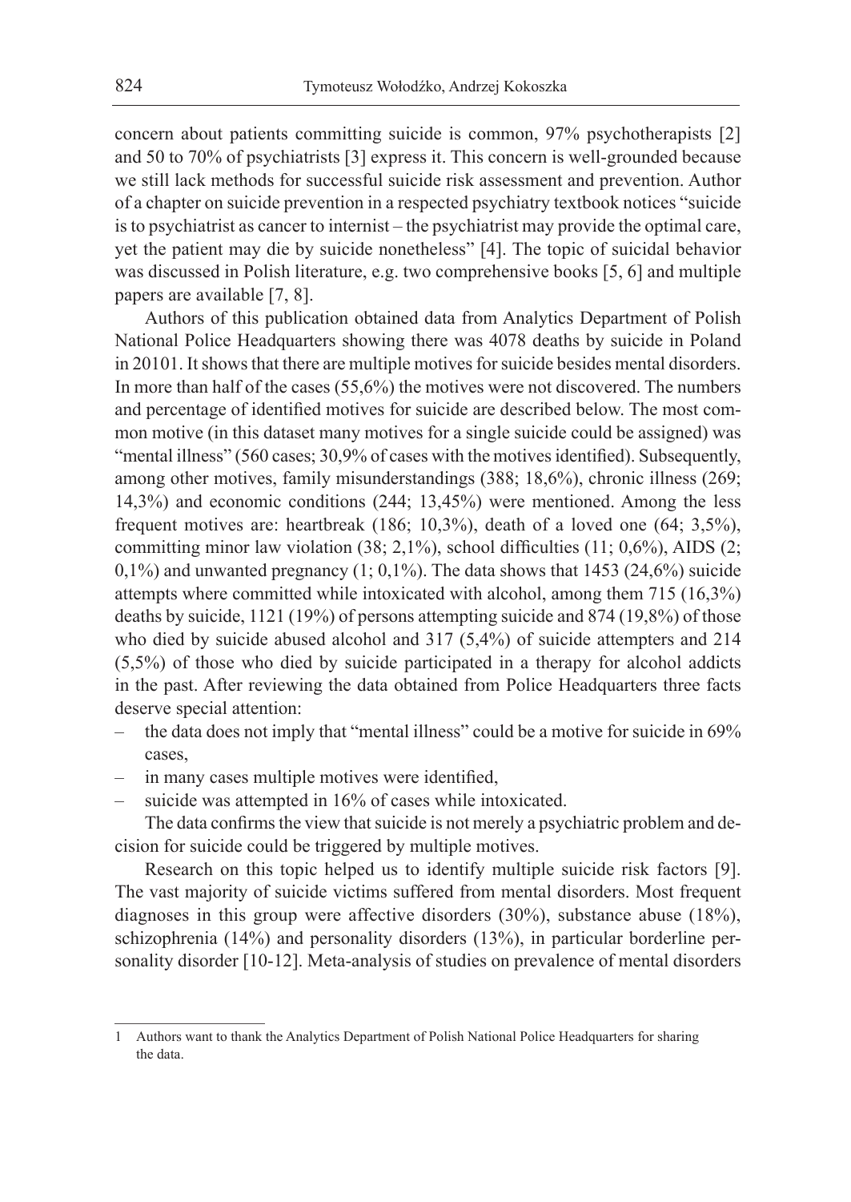concern about patients committing suicide is common, 97% psychotherapists [2] and 50 to 70% of psychiatrists [3] express it. This concern is well-grounded because we still lack methods for successful suicide risk assessment and prevention. Author of a chapter on suicide prevention in a respected psychiatry textbook notices "suicide is to psychiatrist as cancer to internist – the psychiatrist may provide the optimal care, yet the patient may die by suicide nonetheless" [4]. The topic of suicidal behavior was discussed in Polish literature, e.g. two comprehensive books [5, 6] and multiple papers are available [7, 8].

Authors of this publication obtained data from Analytics Department of Polish National Police Headquarters showing there was 4078 deaths by suicide in Poland in 2010[1]. It shows that there are multiple motives for suicide besides mental disorders. In more than half of the cases (55,6%) the motives were not discovered. The numbers and percentage of identified motives for suicide are described below. The most common motive (in this dataset many motives for a single suicide could be assigned) was "mental illness" (560 cases; 30,9% of cases with the motives identified). Subsequently, among other motives, family misunderstandings (388; 18,6%), chronic illness (269; 14,3%) and economic conditions (244; 13,45%) were mentioned. Among the less frequent motives are: heartbreak (186; 10,3%), death of a loved one (64; 3,5%), committing minor law violation (38; 2,1%), school difficulties (11; 0,6%), AIDS (2; 0,1%) and unwanted pregnancy (1; 0,1%). The data shows that 1453 (24,6%) suicide attempts where committed while intoxicated with alcohol, among them 715 (16,3%) deaths by suicide, 1121 (19%) of persons attempting suicide and 874 (19,8%) of those who died by suicide abused alcohol and 317 (5,4%) of suicide attempters and 214 (5,5%) of those who died by suicide participated in a therapy for alcohol addicts in the past. After reviewing the data obtained from Police Headquarters three facts deserve special attention:

- the data does not imply that "mental illness" could be a motive for suicide in 69% cases,
- in many cases multiple motives were identified,
- suicide was attempted in 16% of cases while intoxicated.

The data confirms the view that suicide is not merely a psychiatric problem and decision for suicide could be triggered by multiple motives.

Research on this topic helped us to identify multiple suicide risk factors [9]. The vast majority of suicide victims suffered from mental disorders. Most frequent diagnoses in this group were affective disorders (30%), substance abuse (18%), schizophrenia (14%) and personality disorders (13%), in particular borderline personality disorder [10-12]. Meta-analysis of studies on prevalence of mental disorders

[1] Authors want to thank the Analytics Department of Polish National Police Headquarters for sharing the data.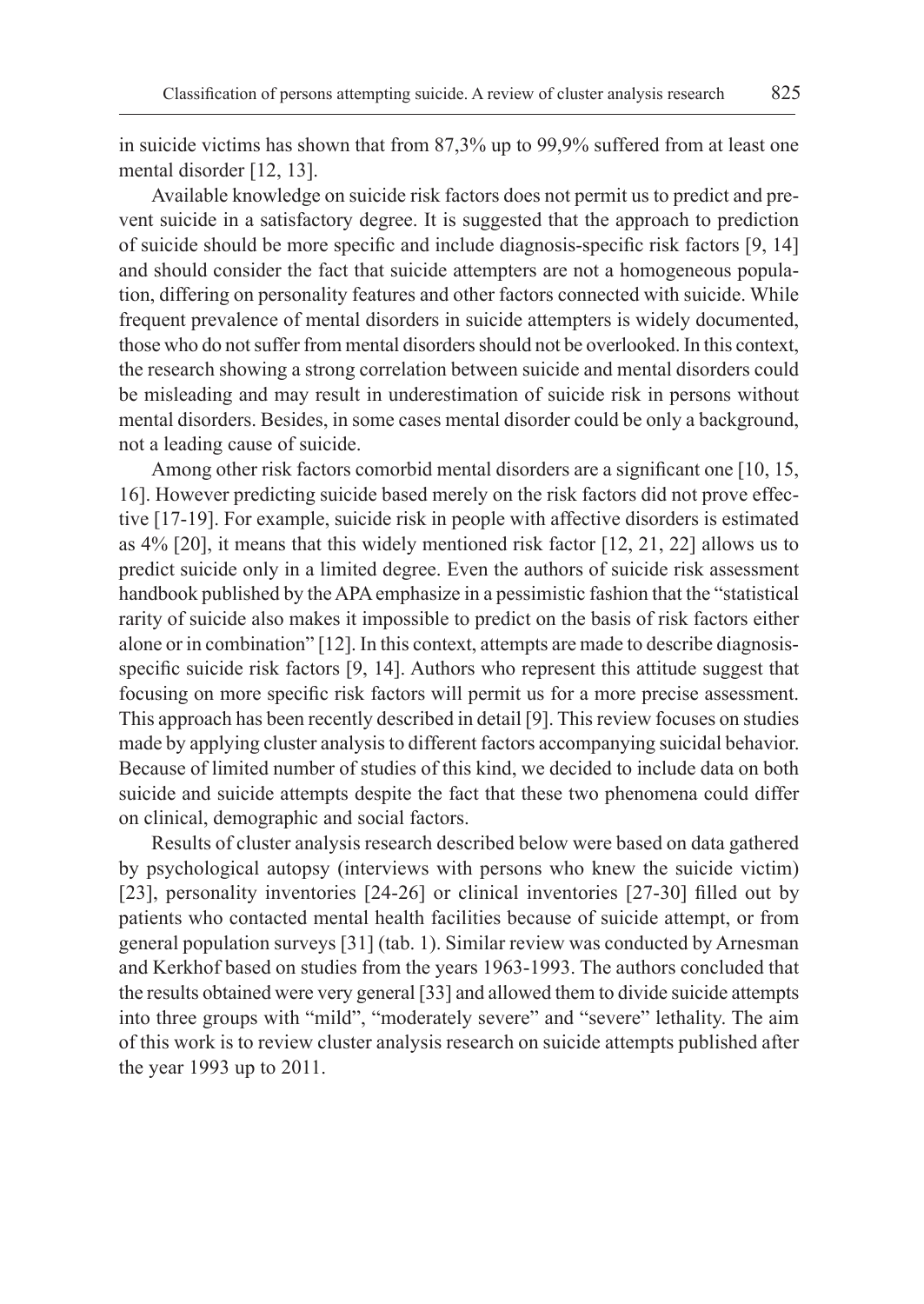in suicide victims has shown that from 87,3% up to 99,9% suffered from at least one mental disorder [12, 13].

Available knowledge on suicide risk factors does not permit us to predict and prevent suicide in a satisfactory degree. It is suggested that the approach to prediction of suicide should be more specific and include diagnosis-specific risk factors [9, 14] and should consider the fact that suicide attempters are not a homogeneous population, differing on personality features and other factors connected with suicide. While frequent prevalence of mental disorders in suicide attempters is widely documented, those who do not suffer from mental disorders should not be overlooked. In this context, the research showing a strong correlation between suicide and mental disorders could be misleading and may result in underestimation of suicide risk in persons without mental disorders. Besides, in some cases mental disorder could be only a background, not a leading cause of suicide.

Among other risk factors comorbid mental disorders are a significant one [10, 15, 16]. However predicting suicide based merely on the risk factors did not prove effective [17-19]. For example, suicide risk in people with affective disorders is estimated as 4% [20], it means that this widely mentioned risk factor [12, 21, 22] allows us to predict suicide only in a limited degree. Even the authors of suicide risk assessment handbook published by the APA emphasize in a pessimistic fashion that the "statistical rarity of suicide also makes it impossible to predict on the basis of risk factors either alone or in combination" [12]. In this context, attempts are made to describe diagnosis-specific suicide risk factors [9, 14]. Authors who represent this attitude suggest that focusing on more specific risk factors will permit us for a more precise assessment. This approach has been recently described in detail [9]. This review focuses on studies made by applying cluster analysis to different factors accompanying suicidal behavior. Because of limited number of studies of this kind, we decided to include data on both suicide and suicide attempts despite the fact that these two phenomena could differ on clinical, demographic and social factors.

Results of cluster analysis research described below were based on data gathered by psychological autopsy (interviews with persons who knew the suicide victim) [23], personality inventories [24-26] or clinical inventories [27-30] filled out by patients who contacted mental health facilities because of suicide attempt, or from general population surveys [31] (tab. 1). Similar review was conducted by Arnesman and Kerkhof based on studies from the years 1963-1993. The authors concluded that the results obtained were very general [33] and allowed them to divide suicide attempts into three groups with "mild", "moderately severe" and "severe" lethality. The aim of this work is to review cluster analysis research on suicide attempts published after the year 1993 up to 2011.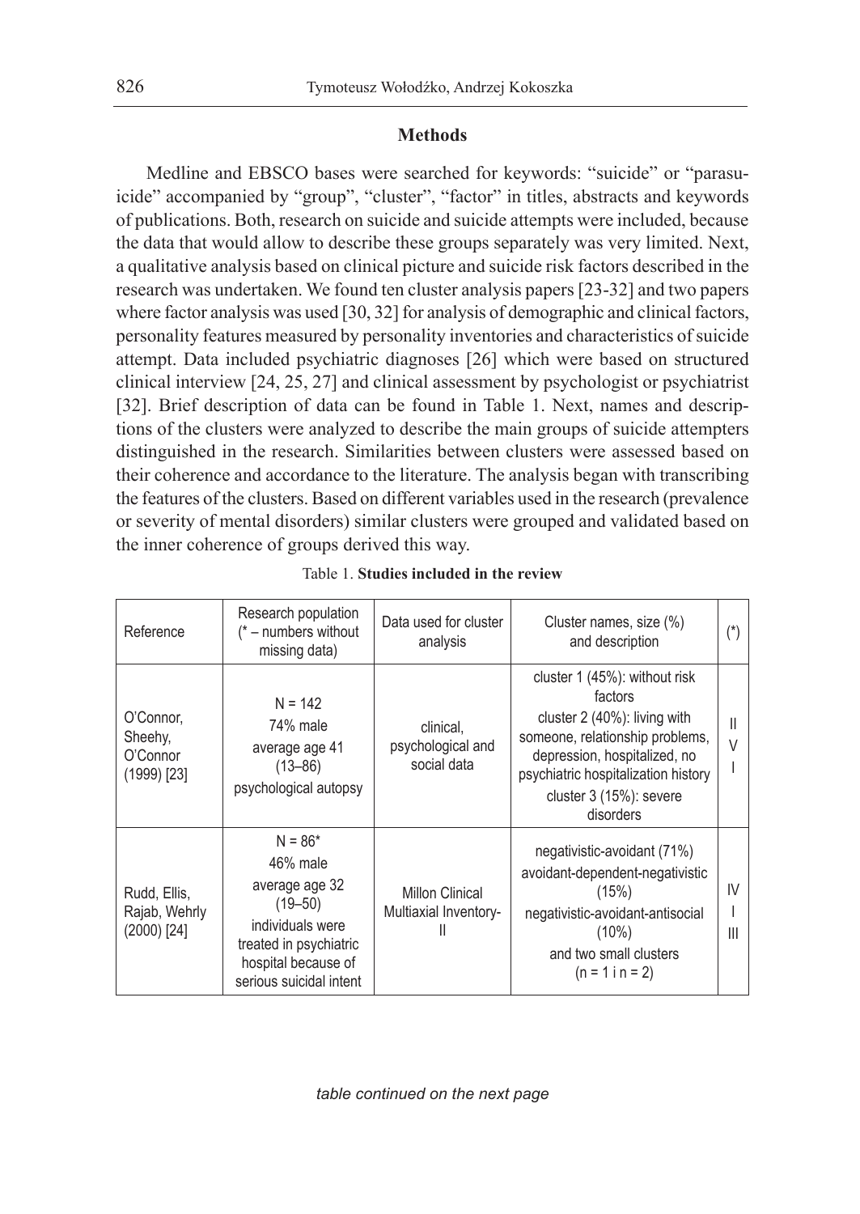## Methods

Medline and EBSCO bases were searched for keywords: "suicide" or "parasuicide" accompanied by "group", "cluster", "factor" in titles, abstracts and keywords of publications. Both, research on suicide and suicide attempts were included, because the data that would allow to describe these groups separately was very limited. Next, a qualitative analysis based on clinical picture and suicide risk factors described in the research was undertaken. We found ten cluster analysis papers [23-32] and two papers where factor analysis was used [30, 32] for analysis of demographic and clinical factors, personality features measured by personality inventories and characteristics of suicide attempt. Data included psychiatric diagnoses [26] which were based on structured clinical interview [24, 25, 27] and clinical assessment by psychologist or psychiatrist [32]. Brief description of data can be found in Table 1. Next, names and descriptions of the clusters were analyzed to describe the main groups of suicide attempters distinguished in the research. Similarities between clusters were assessed based on their coherence and accordance to the literature. The analysis began with transcribing the features of the clusters. Based on different variables used in the research (prevalence or severity of mental disorders) similar clusters were grouped and validated based on the inner coherence of groups derived this way.

Table 1. **Studies included in the review**

| Reference | Research population (* – numbers without missing data) | Data used for cluster analysis | Cluster names, size (%) and description | (*) |
|---|---|---|---|---|
| O'Connor, Sheehy, O'Connor (1999) [23] | N = 142<br>74% male<br>average age 41 (13–86)<br>psychological autopsy | clinical, psychological and social data | cluster 1 (45%): without risk factors<br>cluster 2 (40%): living with someone, relationship problems, depression, hospitalized, no psychiatric hospitalization history<br>cluster 3 (15%): severe disorders | II<br>V<br>I |
| Rudd, Ellis, Rajab, Wehrly (2000) [24] | N = 86*<br>46% male<br>average age 32 (19–50)<br>individuals were treated in psychiatric hospital because of serious suicidal intent | Millon Clinical Multiaxial Inventory-II | negativistic-avoidant (71%)<br>avoidant-dependent-negativistic (15%)<br>negativistic-avoidant-antisocial (10%)<br>and two small clusters (n = 1 i n = 2) | IV<br>I<br>III |

*table continued on the next page*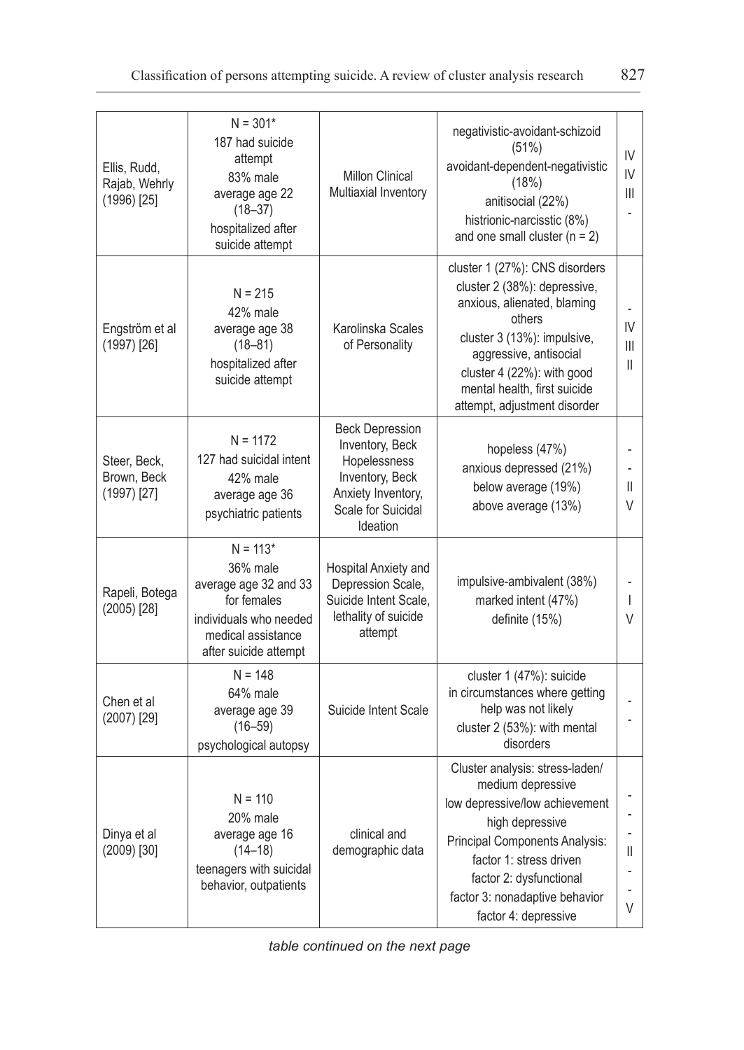| | | | | |
|---|---|---|---|---|
| Ellis, Rudd, Rajab, Wehrly (1996) [25] | N = 301* 187 had suicide attempt 83% male average age 22 (18–37) hospitalized after suicide attempt | Millon Clinical Multiaxial Inventory | negativistic-avoidant-schizoid (51%)<br>avoidant-dependent-negativistic (18%)<br>anitisocial (22%)<br>histrionic-narcisstic (8%)<br>and one small cluster (n = 2) | IV<br>IV<br>III<br>- |
| Engström et al (1997) [26] | N = 215 42% male average age 38 (18–81) hospitalized after suicide attempt | Karolinska Scales of Personality | cluster 1 (27%): CNS disorders<br>cluster 2 (38%): depressive, anxious, alienated, blaming others<br>cluster 3 (13%): impulsive, aggressive, antisocial<br>cluster 4 (22%): with good mental health, first suicide attempt, adjustment disorder | -<br>IV<br>III<br>II |
| Steer, Beck, Brown, Beck (1997) [27] | N = 1172 127 had suicidal intent 42% male average age 36 psychiatric patients | Beck Depression Inventory, Beck Hopelessness Inventory, Beck Anxiety Inventory, Scale for Suicidal Ideation | hopeless (47%)<br>anxious depressed (21%)<br>below average (19%)<br>above average (13%) | -<br>-<br>II<br>V |
| Rapeli, Botega (2005) [28] | N = 113* 36% male average age 32 and 33 for females individuals who needed medical assistance after suicide attempt | Hospital Anxiety and Depression Scale, Suicide Intent Scale, lethality of suicide attempt | impulsive-ambivalent (38%)<br>marked intent (47%)<br>definite (15%) | -<br>I<br>V |
| Chen et al (2007) [29] | N = 148 64% male average age 39 (16–59) psychological autopsy | Suicide Intent Scale | cluster 1 (47%): suicide in circumstances where getting help was not likely<br>cluster 2 (53%): with mental disorders | -<br>- |
| Dinya et al (2009) [30] | N = 110 20% male average age 16 (14–18) teenagers with suicidal behavior, outpatients | clinical and demographic data | Cluster analysis: stress-laden/ medium depressive<br>low depressive/low achievement<br>high depressive<br>Principal Components Analysis:<br>factor 1: stress driven<br>factor 2: dysfunctional<br>factor 3: nonadaptive behavior<br>factor 4: depressive | -<br>-<br>-<br>II<br>-<br>-<br>V |

*table continued on the next page*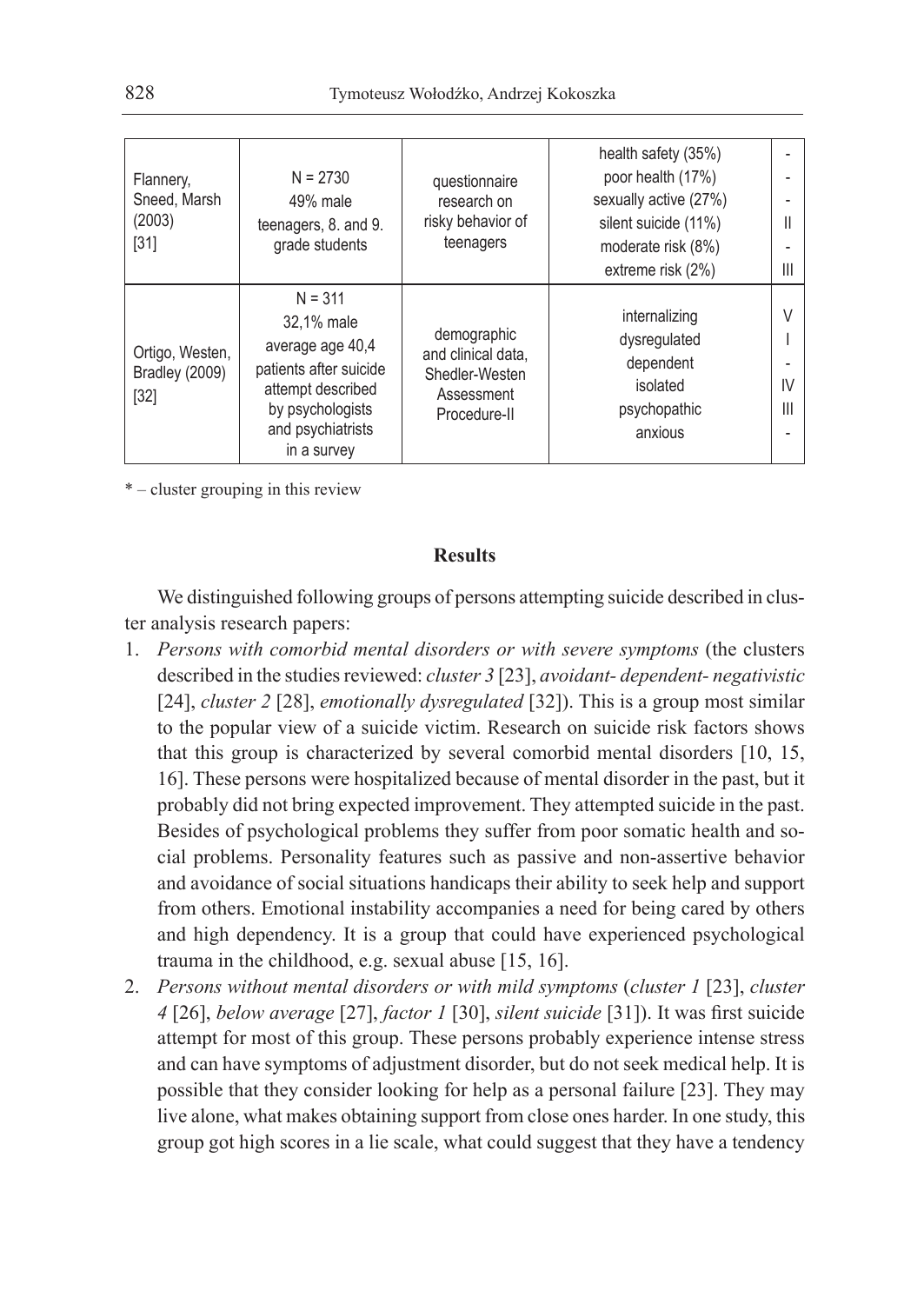| | | | | |
|---|---|---|---|---|
| Flannery, Sneed, Marsh (2003) [31] | N = 2730<br>49% male<br>teenagers, 8. and 9. grade students | questionnaire research on risky behavior of teenagers | health safety (35%)<br>poor health (17%)<br>sexually active (27%)<br>silent suicide (11%)<br>moderate risk (8%)<br>extreme risk (2%) | -<br>-<br>-<br>II<br>-<br>III |
| Ortigo, Westen, Bradley (2009) [32] | N = 311<br>32,1% male<br>average age 40,4<br>patients after suicide attempt described by psychologists and psychiatrists in a survey | demographic and clinical data, Shedler-Westen Assessment Procedure-II | internalizing<br>dysregulated<br>dependent<br>isolated<br>psychopathic<br>anxious | V<br>I<br>-<br>IV<br>III<br>- |

* – cluster grouping in this review

**Results**

We distinguished following groups of persons attempting suicide described in cluster analysis research papers:

1. *Persons with comorbid mental disorders or with severe symptoms* (the clusters described in the studies reviewed: *cluster 3* [23], *avoidant- dependent- negativistic* [24], *cluster 2* [28], *emotionally dysregulated* [32]). This is a group most similar to the popular view of a suicide victim. Research on suicide risk factors shows that this group is characterized by several comorbid mental disorders [10, 15, 16]. These persons were hospitalized because of mental disorder in the past, but it probably did not bring expected improvement. They attempted suicide in the past. Besides of psychological problems they suffer from poor somatic health and social problems. Personality features such as passive and non-assertive behavior and avoidance of social situations handicaps their ability to seek help and support from others. Emotional instability accompanies a need for being cared by others and high dependency. It is a group that could have experienced psychological trauma in the childhood, e.g. sexual abuse [15, 16].
2. *Persons without mental disorders or with mild symptoms* (*cluster 1* [23], *cluster 4* [26], *below average* [27], *factor 1* [30], *silent suicide* [31]). It was first suicide attempt for most of this group. These persons probably experience intense stress and can have symptoms of adjustment disorder, but do not seek medical help. It is possible that they consider looking for help as a personal failure [23]. They may live alone, what makes obtaining support from close ones harder. In one study, this group got high scores in a lie scale, what could suggest that they have a tendency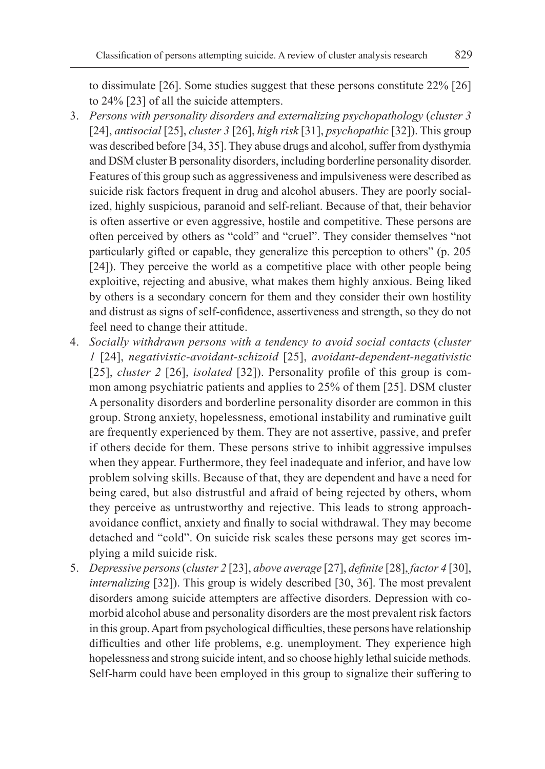to dissimulate [26]. Some studies suggest that these persons constitute 22% [26] to 24% [23] of all the suicide attempters.

3. *Persons with personality disorders and externalizing psychopathology* (*cluster 3* [24], *antisocial* [25], *cluster 3* [26], *high risk* [31], *psychopathic* [32]). This group was described before [34, 35]. They abuse drugs and alcohol, suffer from dysthymia and DSM cluster B personality disorders, including borderline personality disorder. Features of this group such as aggressiveness and impulsiveness were described as suicide risk factors frequent in drug and alcohol abusers. They are poorly socialized, highly suspicious, paranoid and self-reliant. Because of that, their behavior is often assertive or even aggressive, hostile and competitive. These persons are often perceived by others as "cold" and "cruel". They consider themselves "not particularly gifted or capable, they generalize this perception to others" (p. 205 [24]). They perceive the world as a competitive place with other people being exploitive, rejecting and abusive, what makes them highly anxious. Being liked by others is a secondary concern for them and they consider their own hostility and distrust as signs of self-confidence, assertiveness and strength, so they do not feel need to change their attitude.
4. *Socially withdrawn persons with a tendency to avoid social contacts* (*cluster 1* [24], *negativistic-avoidant-schizoid* [25], *avoidant-dependent-negativistic* [25], *cluster 2* [26], *isolated* [32]). Personality profile of this group is common among psychiatric patients and applies to 25% of them [25]. DSM cluster A personality disorders and borderline personality disorder are common in this group. Strong anxiety, hopelessness, emotional instability and ruminative guilt are frequently experienced by them. They are not assertive, passive, and prefer if others decide for them. These persons strive to inhibit aggressive impulses when they appear. Furthermore, they feel inadequate and inferior, and have low problem solving skills. Because of that, they are dependent and have a need for being cared, but also distrustful and afraid of being rejected by others, whom they perceive as untrustworthy and rejective. This leads to strong approach-avoidance conflict, anxiety and finally to social withdrawal. They may become detached and "cold". On suicide risk scales these persons may get scores implying a mild suicide risk.
5. *Depressive persons* (*cluster 2* [23], *above average* [27], *definite* [28], *factor 4* [30], *internalizing* [32]). This group is widely described [30, 36]. The most prevalent disorders among suicide attempters are affective disorders. Depression with comorbid alcohol abuse and personality disorders are the most prevalent risk factors in this group. Apart from psychological difficulties, these persons have relationship difficulties and other life problems, e.g. unemployment. They experience high hopelessness and strong suicide intent, and so choose highly lethal suicide methods. Self-harm could have been employed in this group to signalize their suffering to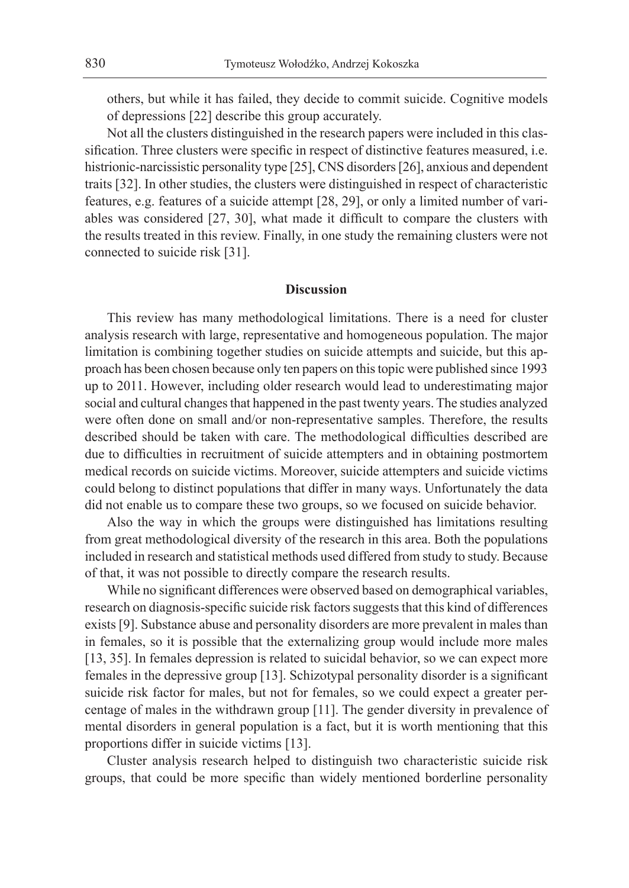others, but while it has failed, they decide to commit suicide. Cognitive models of depressions [22] describe this group accurately.

Not all the clusters distinguished in the research papers were included in this classification. Three clusters were specific in respect of distinctive features measured, i.e. histrionic-narcissistic personality type [25], CNS disorders [26], anxious and dependent traits [32]. In other studies, the clusters were distinguished in respect of characteristic features, e.g. features of a suicide attempt [28, 29], or only a limited number of variables was considered [27, 30], what made it difficult to compare the clusters with the results treated in this review. Finally, in one study the remaining clusters were not connected to suicide risk [31].

## Discussion

This review has many methodological limitations. There is a need for cluster analysis research with large, representative and homogeneous population. The major limitation is combining together studies on suicide attempts and suicide, but this approach has been chosen because only ten papers on this topic were published since 1993 up to 2011. However, including older research would lead to underestimating major social and cultural changes that happened in the past twenty years. The studies analyzed were often done on small and/or non-representative samples. Therefore, the results described should be taken with care. The methodological difficulties described are due to difficulties in recruitment of suicide attempters and in obtaining postmortem medical records on suicide victims. Moreover, suicide attempters and suicide victims could belong to distinct populations that differ in many ways. Unfortunately the data did not enable us to compare these two groups, so we focused on suicide behavior.

Also the way in which the groups were distinguished has limitations resulting from great methodological diversity of the research in this area. Both the populations included in research and statistical methods used differed from study to study. Because of that, it was not possible to directly compare the research results.

While no significant differences were observed based on demographical variables, research on diagnosis-specific suicide risk factors suggests that this kind of differences exists [9]. Substance abuse and personality disorders are more prevalent in males than in females, so it is possible that the externalizing group would include more males [13, 35]. In females depression is related to suicidal behavior, so we can expect more females in the depressive group [13]. Schizotypal personality disorder is a significant suicide risk factor for males, but not for females, so we could expect a greater percentage of males in the withdrawn group [11]. The gender diversity in prevalence of mental disorders in general population is a fact, but it is worth mentioning that this proportions differ in suicide victims [13].

Cluster analysis research helped to distinguish two characteristic suicide risk groups, that could be more specific than widely mentioned borderline personality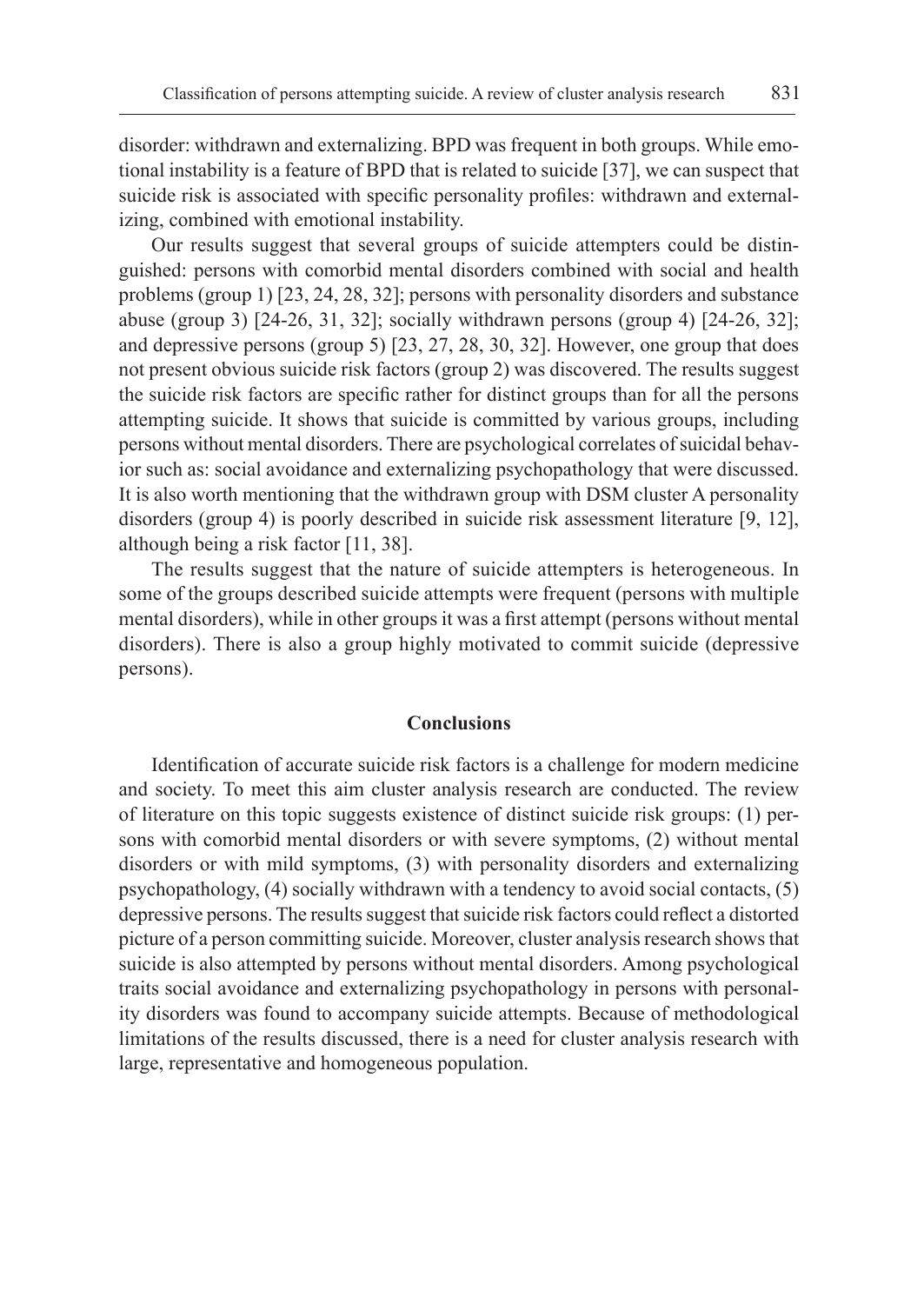disorder: withdrawn and externalizing. BPD was frequent in both groups. While emotional instability is a feature of BPD that is related to suicide [37], we can suspect that suicide risk is associated with specific personality profiles: withdrawn and externalizing, combined with emotional instability.

Our results suggest that several groups of suicide attempters could be distinguished: persons with comorbid mental disorders combined with social and health problems (group 1) [23, 24, 28, 32]; persons with personality disorders and substance abuse (group 3) [24-26, 31, 32]; socially withdrawn persons (group 4) [24-26, 32]; and depressive persons (group 5) [23, 27, 28, 30, 32]. However, one group that does not present obvious suicide risk factors (group 2) was discovered. The results suggest the suicide risk factors are specific rather for distinct groups than for all the persons attempting suicide. It shows that suicide is committed by various groups, including persons without mental disorders. There are psychological correlates of suicidal behavior such as: social avoidance and externalizing psychopathology that were discussed. It is also worth mentioning that the withdrawn group with DSM cluster A personality disorders (group 4) is poorly described in suicide risk assessment literature [9, 12], although being a risk factor [11, 38].

The results suggest that the nature of suicide attempters is heterogeneous. In some of the groups described suicide attempts were frequent (persons with multiple mental disorders), while in other groups it was a first attempt (persons without mental disorders). There is also a group highly motivated to commit suicide (depressive persons).

## Conclusions

Identification of accurate suicide risk factors is a challenge for modern medicine and society. To meet this aim cluster analysis research are conducted. The review of literature on this topic suggests existence of distinct suicide risk groups: (1) persons with comorbid mental disorders or with severe symptoms, (2) without mental disorders or with mild symptoms, (3) with personality disorders and externalizing psychopathology, (4) socially withdrawn with a tendency to avoid social contacts, (5) depressive persons. The results suggest that suicide risk factors could reflect a distorted picture of a person committing suicide. Moreover, cluster analysis research shows that suicide is also attempted by persons without mental disorders. Among psychological traits social avoidance and externalizing psychopathology in persons with personality disorders was found to accompany suicide attempts. Because of methodological limitations of the results discussed, there is a need for cluster analysis research with large, representative and homogeneous population.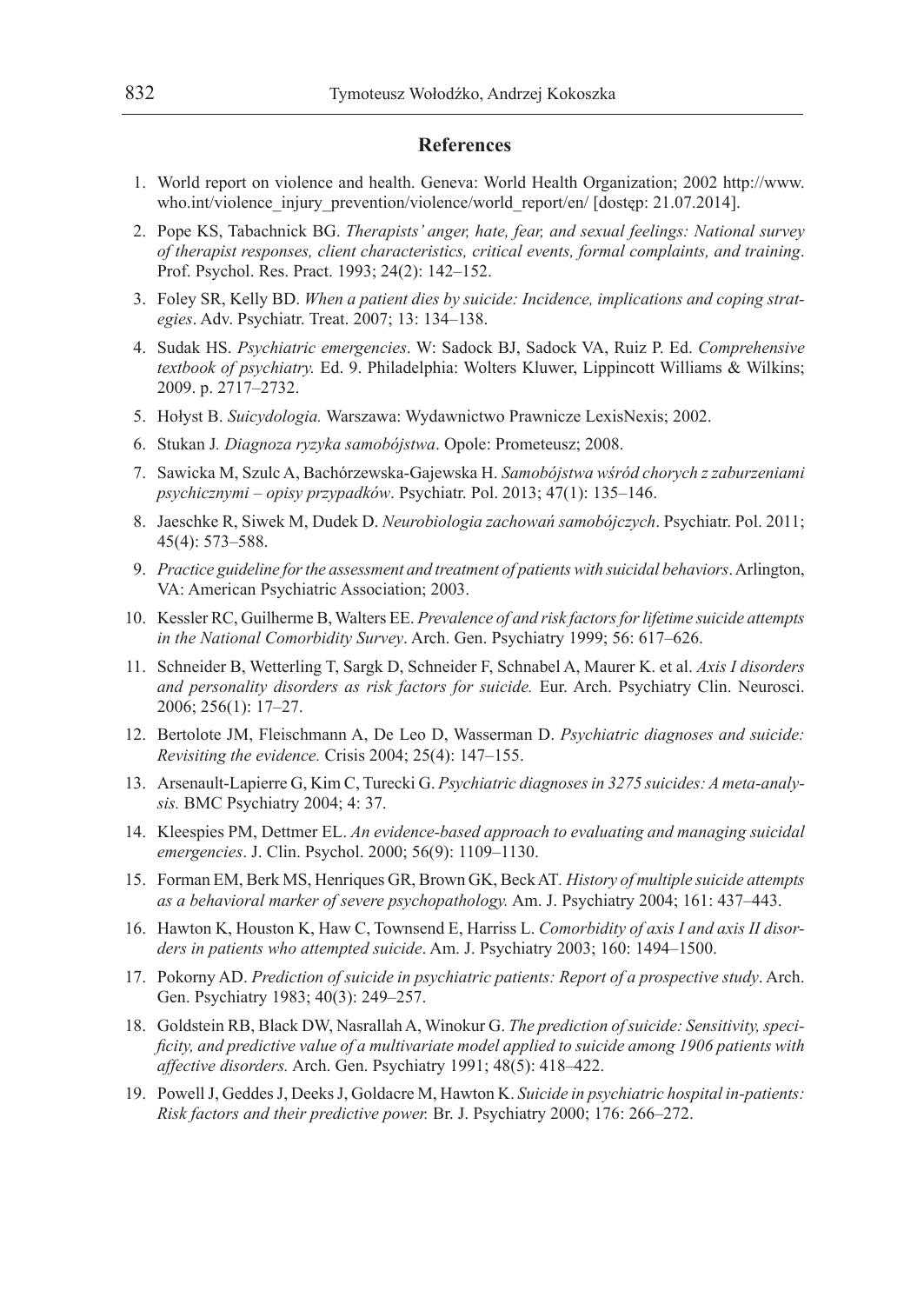## References

1. World report on violence and health. Geneva: World Health Organization; 2002 http://www.who.int/violence_injury_prevention/violence/world_report/en/ [dostęp: 21.07.2014].
2. Pope KS, Tabachnick BG. *Therapists' anger, hate, fear, and sexual feelings: National survey of therapist responses, client characteristics, critical events, formal complaints, and training*. Prof. Psychol. Res. Pract. 1993; 24(2): 142–152.
3. Foley SR, Kelly BD. *When a patient dies by suicide: Incidence, implications and coping strategies*. Adv. Psychiatr. Treat. 2007; 13: 134–138.
4. Sudak HS. *Psychiatric emergencies*. W: Sadock BJ, Sadock VA, Ruiz P. Ed. *Comprehensive textbook of psychiatry.* Ed. 9. Philadelphia: Wolters Kluwer, Lippincott Williams & Wilkins; 2009. p. 2717–2732.
5. Hołyst B. *Suicydologia.* Warszawa: Wydawnictwo Prawnicze LexisNexis; 2002.
6. Stukan J*. Diagnoza ryzyka samobójstwa*. Opole: Prometeusz; 2008.
7. Sawicka M, Szulc A, Bachórzewska-Gajewska H. *Samobójstwa wśród chorych z zaburzeniami psychicznymi – opisy przypadków*. Psychiatr. Pol. 2013; 47(1): 135–146.
8. Jaeschke R, Siwek M, Dudek D. *Neurobiologia zachowań samobójczych*. Psychiatr. Pol. 2011; 45(4): 573–588.
9. *Practice guideline for the assessment and treatment of patients with suicidal behaviors*. Arlington, VA: American Psychiatric Association; 2003.
10. Kessler RC, Guilherme B, Walters EE. *Prevalence of and risk factors for lifetime suicide attempts in the National Comorbidity Survey*. Arch. Gen. Psychiatry 1999; 56: 617–626.
11. Schneider B, Wetterling T, Sargk D, Schneider F, Schnabel A, Maurer K. et al. *Axis I disorders and personality disorders as risk factors for suicide.* Eur. Arch. Psychiatry Clin. Neurosci. 2006; 256(1): 17–27.
12. Bertolote JM, Fleischmann A, De Leo D, Wasserman D. *Psychiatric diagnoses and suicide: Revisiting the evidence.* Crisis 2004; 25(4): 147–155.
13. Arsenault-Lapierre G, Kim C, Turecki G. *Psychiatric diagnoses in 3275 suicides: A meta-analysis.* BMC Psychiatry 2004; 4: 37.
14. Kleespies PM, Dettmer EL. *An evidence-based approach to evaluating and managing suicidal emergencies*. J. Clin. Psychol. 2000; 56(9): 1109–1130.
15. Forman EM, Berk MS, Henriques GR, Brown GK, Beck AT. *History of multiple suicide attempts as a behavioral marker of severe psychopathology.* Am. J. Psychiatry 2004; 161: 437–443.
16. Hawton K, Houston K, Haw C, Townsend E, Harriss L. *Comorbidity of axis I and axis II disorders in patients who attempted suicide*. Am. J. Psychiatry 2003; 160: 1494–1500.
17. Pokorny AD. *Prediction of suicide in psychiatric patients: Report of a prospective study*. Arch. Gen. Psychiatry 1983; 40(3): 249–257.
18. Goldstein RB, Black DW, Nasrallah A, Winokur G. *The prediction of suicide: Sensitivity, specificity, and predictive value of a multivariate model applied to suicide among 1906 patients with affective disorders.* Arch. Gen. Psychiatry 1991; 48(5): 418–422.
19. Powell J, Geddes J, Deeks J, Goldacre M, Hawton K. *Suicide in psychiatric hospital in-patients: Risk factors and their predictive power.* Br. J. Psychiatry 2000; 176: 266–272.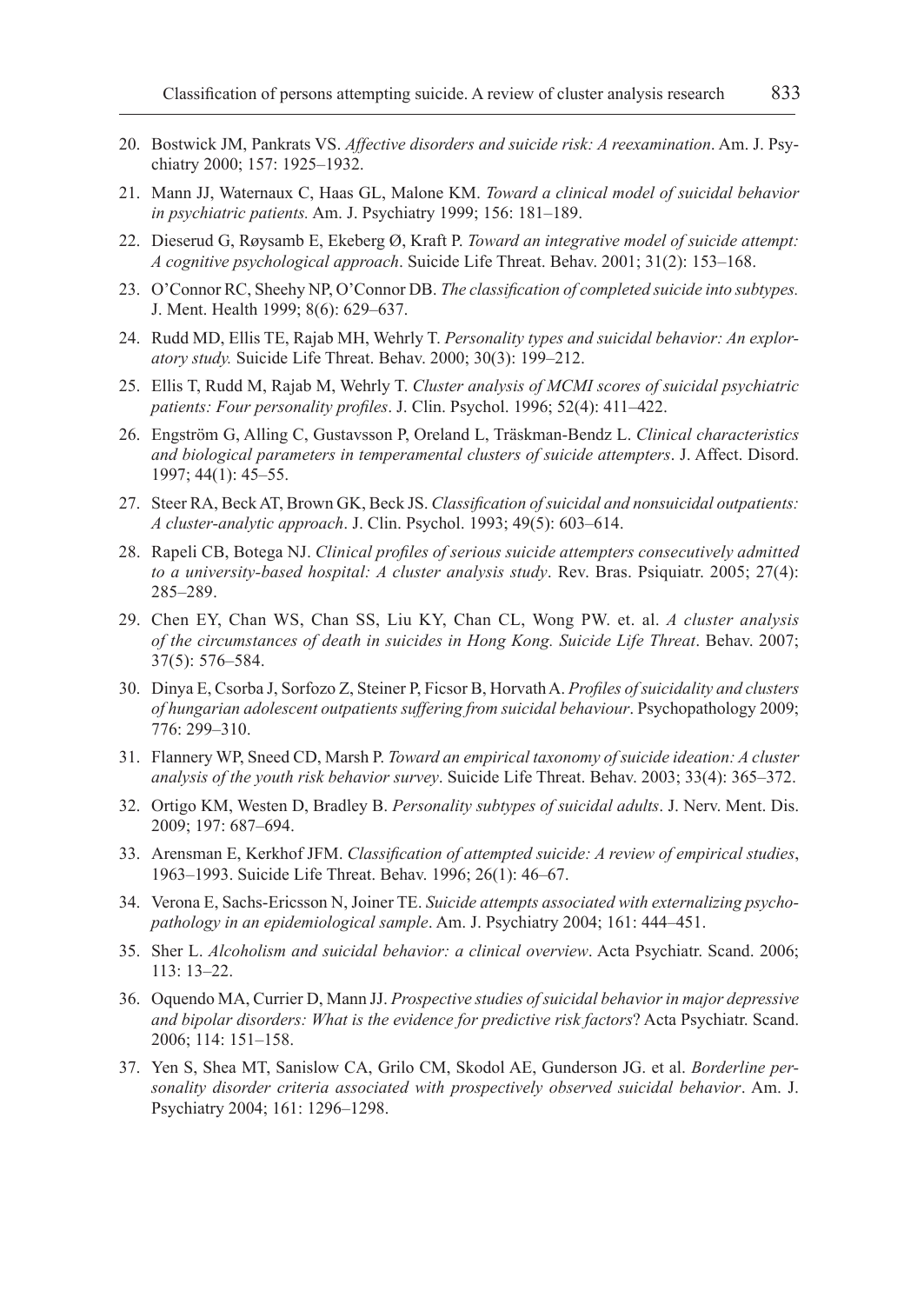20. Bostwick JM, Pankrats VS. *Affective disorders and suicide risk: A reexamination*. Am. J. Psychiatry 2000; 157: 1925–1932.
21. Mann JJ, Waternaux C, Haas GL, Malone KM. *Toward a clinical model of suicidal behavior in psychiatric patients.* Am. J. Psychiatry 1999; 156: 181–189.
22. Dieserud G, Røysamb E, Ekeberg Ø, Kraft P. *Toward an integrative model of suicide attempt: A cognitive psychological approach*. Suicide Life Threat. Behav. 2001; 31(2): 153–168.
23. O'Connor RC, Sheehy NP, O'Connor DB. *The classification of completed suicide into subtypes.* J. Ment. Health 1999; 8(6): 629–637.
24. Rudd MD, Ellis TE, Rajab MH, Wehrly T. *Personality types and suicidal behavior: An exploratory study.* Suicide Life Threat. Behav. 2000; 30(3): 199–212.
25. Ellis T, Rudd M, Rajab M, Wehrly T. *Cluster analysis of MCMI scores of suicidal psychiatric patients: Four personality profiles*. J. Clin. Psychol. 1996; 52(4): 411–422.
26. Engström G, Alling C, Gustavsson P, Oreland L, Träskman-Bendz L. *Clinical characteristics and biological parameters in temperamental clusters of suicide attempters*. J. Affect. Disord. 1997; 44(1): 45–55.
27. Steer RA, Beck AT, Brown GK, Beck JS. *Classification of suicidal and nonsuicidal outpatients: A cluster-analytic approach*. J. Clin. Psychol. 1993; 49(5): 603–614.
28. Rapeli CB, Botega NJ. *Clinical profiles of serious suicide attempters consecutively admitted to a university-based hospital: A cluster analysis study*. Rev. Bras. Psiquiatr. 2005; 27(4): 285–289.
29. Chen EY, Chan WS, Chan SS, Liu KY, Chan CL, Wong PW. et. al. *A cluster analysis of the circumstances of death in suicides in Hong Kong. Suicide Life Threat*. Behav. 2007; 37(5): 576–584.
30. Dinya E, Csorba J, Sorfozo Z, Steiner P, Ficsor B, Horvath A. *Profiles of suicidality and clusters of hungarian adolescent outpatients suffering from suicidal behaviour*. Psychopathology 2009; 776: 299–310.
31. Flannery WP, Sneed CD, Marsh P. *Toward an empirical taxonomy of suicide ideation: A cluster analysis of the youth risk behavior survey*. Suicide Life Threat. Behav. 2003; 33(4): 365–372.
32. Ortigo KM, Westen D, Bradley B. *Personality subtypes of suicidal adults*. J. Nerv. Ment. Dis. 2009; 197: 687–694.
33. Arensman E, Kerkhof JFM. *Classification of attempted suicide: A review of empirical studies*, 1963–1993. Suicide Life Threat. Behav. 1996; 26(1): 46–67.
34. Verona E, Sachs-Ericsson N, Joiner TE. *Suicide attempts associated with externalizing psychopathology in an epidemiological sample*. Am. J. Psychiatry 2004; 161: 444–451.
35. Sher L. *Alcoholism and suicidal behavior: a clinical overview*. Acta Psychiatr. Scand. 2006; 113: 13–22.
36. Oquendo MA, Currier D, Mann JJ. *Prospective studies of suicidal behavior in major depressive and bipolar disorders: What is the evidence for predictive risk factors*? Acta Psychiatr. Scand. 2006; 114: 151–158.
37. Yen S, Shea MT, Sanislow CA, Grilo CM, Skodol AE, Gunderson JG. et al. *Borderline personality disorder criteria associated with prospectively observed suicidal behavior*. Am. J. Psychiatry 2004; 161: 1296–1298.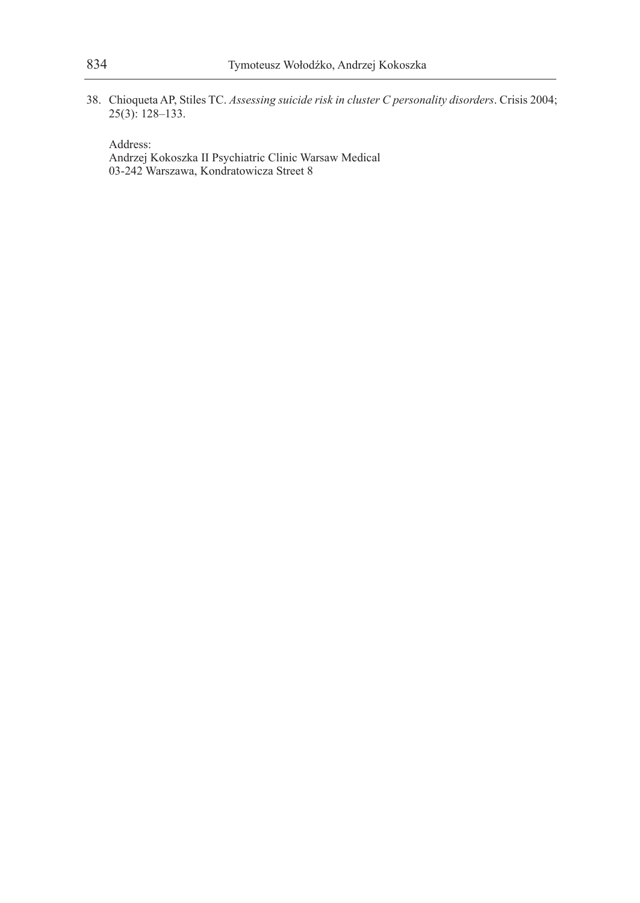38. Chioqueta AP, Stiles TC. *Assessing suicide risk in cluster C personality disorders*. Crisis 2004; 25(3): 128–133.

Address:
Andrzej Kokoszka II Psychiatric Clinic Warsaw Medical
03-242 Warszawa, Kondratowicza Street 8